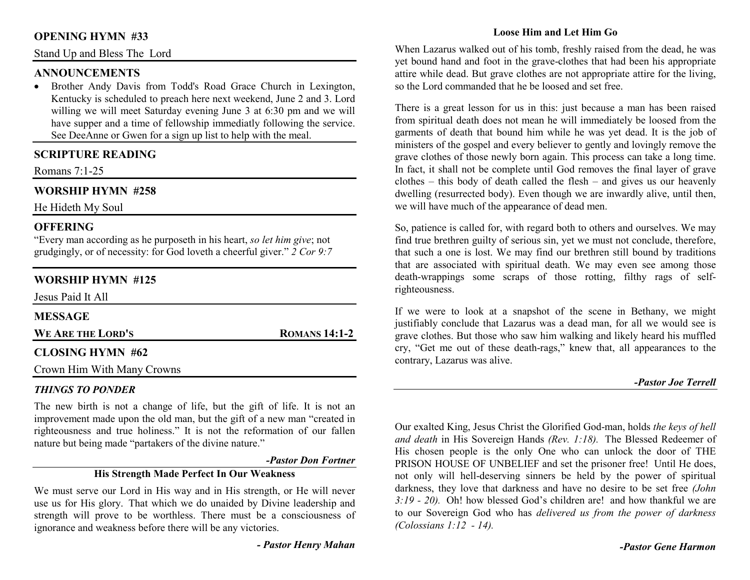## OPENING HYMN #33

Stand Up and Bless The Lord

## ANNOUNCEMENTS

- Brother Andy Davis from Todd's Road Grace Church in Lexington, Kentucky is scheduled to preach here next weekend, June 2 and 3. Lord willing we will meet Saturday evening June 3 at 6:30 pm and we will have supper and a time of fellowship immediatly following the service. See DeeAnne or Gwen for a sign up list to help with the meal.

## SCRIPTURE READING

Romans 7:1-25

## WORSHIP HYMN #258

He Hideth My Soul

## OFFERING

"Every man according as he purposeth in his heart, *so let him give*; not grudgingly, or of necessity: for God loveth a cheerful giver." *2 Cor 9:7*

## WORSHIP HYMN #125

Jesus Paid It All

## MESSAGE

**WE ARE THE LORD'S** — **ROMANS 14:1-2**

## CLOSING HYMN #62

Crown Him With Many Crowns

### *THINGS TO PONDER*

The new birth is not a change of life, but the gift of life. It is not an improvement made upon the old man, but the gift of a new man "created in righteousness and true holiness." It is not the reformation of our fallen nature but being made "partakers of the divine nature."

***-Pastor Don Fortner***

### His Strength Made Perfect In Our Weakness

We must serve our Lord in His way and in His strength, or He will never use us for His glory. That which we do unaided by Divine leadership and strength will prove to be worthless. There must be a consciousness of ignorance and weakness before there will be any victories.

***- Pastor Henry Mahan***

### Loose Him and Let Him Go

When Lazarus walked out of his tomb, freshly raised from the dead, he was yet bound hand and foot in the grave-clothes that had been his appropriate attire while dead. But grave clothes are not appropriate attire for the living, so the Lord commanded that he be loosed and set free.

There is a great lesson for us in this: just because a man has been raised from spiritual death does not mean he will immediately be loosed from the garments of death that bound him while he was yet dead. It is the job of ministers of the gospel and every believer to gently and lovingly remove the grave clothes of those newly born again. This process can take a long time. In fact, it shall not be complete until God removes the final layer of grave clothes – this body of death called the flesh – and gives us our heavenly dwelling (resurrected body). Even though we are inwardly alive, until then, we will have much of the appearance of dead men.

So, patience is called for, with regard both to others and ourselves. We may find true brethren guilty of serious sin, yet we must not conclude, therefore, that such a one is lost. We may find our brethren still bound by traditions that are associated with spiritual death. We may even see among those death-wrappings some scraps of those rotting, filthy rags of self-righteousness.

If we were to look at a snapshot of the scene in Bethany, we might justifiably conclude that Lazarus was a dead man, for all we would see is grave clothes. But those who saw him walking and likely heard his muffled cry, "Get me out of these death-rags," knew that, all appearances to the contrary, Lazarus was alive.

***-Pastor Joe Terrell***

Our exalted King, Jesus Christ the Glorified God-man, holds *the keys of hell and death* in His Sovereign Hands *(Rev. 1:18).* The Blessed Redeemer of His chosen people is the only One who can unlock the door of THE PRISON HOUSE OF UNBELIEF and set the prisoner free! Until He does, not only will hell-deserving sinners be held by the power of spiritual darkness, they love that darkness and have no desire to be set free *(John 3:19 - 20).* Oh! how blessed God's children are! and how thankful we are to our Sovereign God who has *delivered us from the power of darkness (Colossians 1:12 - 14).*

***-Pastor Gene Harmon***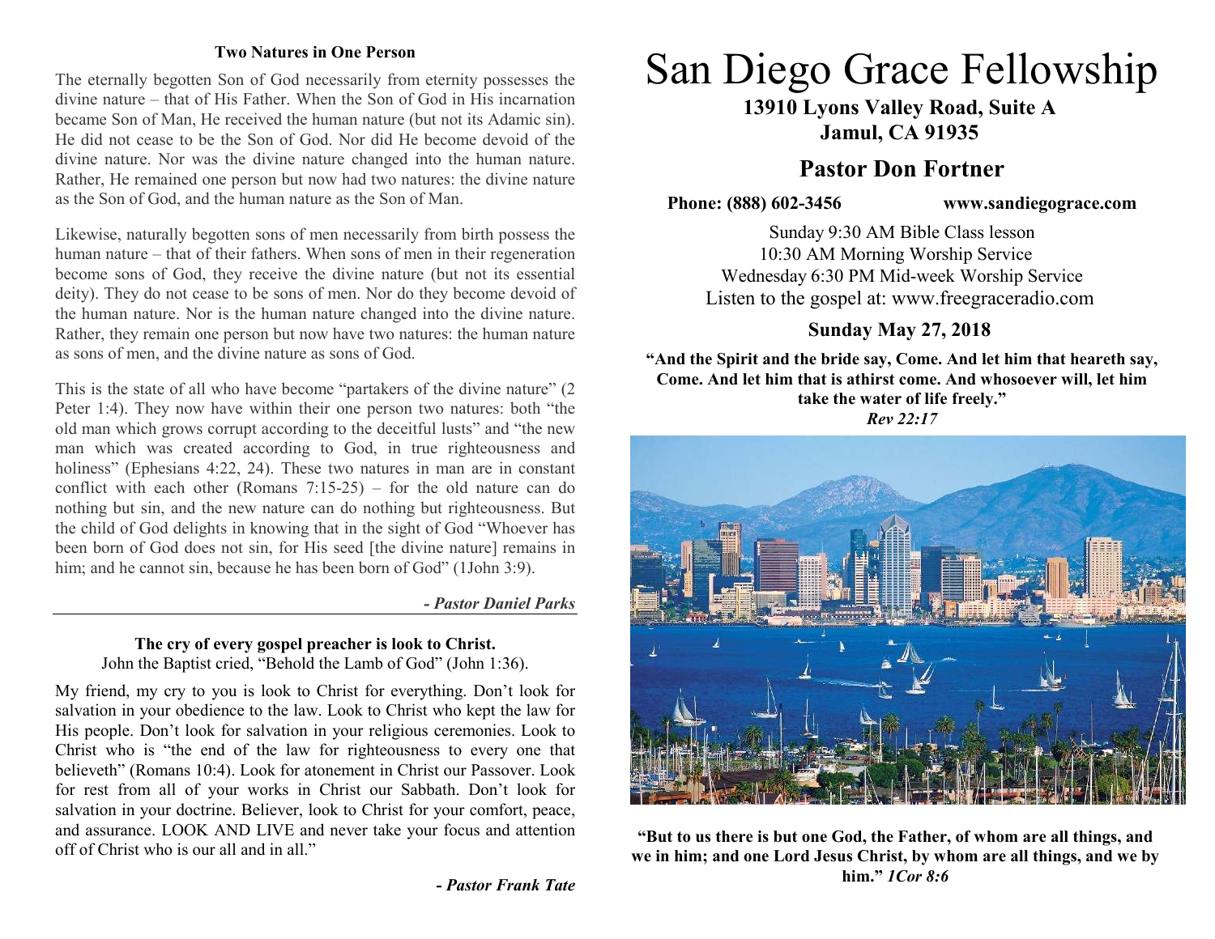## Two Natures in One Person

The eternally begotten Son of God necessarily from eternity possesses the divine nature – that of His Father. When the Son of God in His incarnation became Son of Man, He received the human nature (but not its Adamic sin). He did not cease to be the Son of God. Nor did He become devoid of the divine nature. Nor was the divine nature changed into the human nature. Rather, He remained one person but now had two natures: the divine nature as the Son of God, and the human nature as the Son of Man.

Likewise, naturally begotten sons of men necessarily from birth possess the human nature – that of their fathers. When sons of men in their regeneration become sons of God, they receive the divine nature (but not its essential deity). They do not cease to be sons of men. Nor do they become devoid of the human nature. Nor is the human nature changed into the divine nature. Rather, they remain one person but now have two natures: the human nature as sons of men, and the divine nature as sons of God.

This is the state of all who have become "partakers of the divine nature" (2 Peter 1:4). They now have within their one person two natures: both "the old man which grows corrupt according to the deceitful lusts" and "the new man which was created according to God, in true righteousness and holiness" (Ephesians 4:22, 24). These two natures in man are in constant conflict with each other (Romans 7:15-25) – for the old nature can do nothing but sin, and the new nature can do nothing but righteousness. But the child of God delights in knowing that in the sight of God "Whoever has been born of God does not sin, for His seed [the divine nature] remains in him; and he cannot sin, because he has been born of God" (1John 3:9).

***- Pastor Daniel Parks***

---

**The cry of every gospel preacher is look to Christ.**
John the Baptist cried, "Behold the Lamb of God" (John 1:36).

My friend, my cry to you is look to Christ for everything. Don't look for salvation in your obedience to the law. Look to Christ who kept the law for His people. Don't look for salvation in your religious ceremonies. Look to Christ who is "the end of the law for righteousness to every one that believeth" (Romans 10:4). Look for atonement in Christ our Passover. Look for rest from all of your works in Christ our Sabbath. Don't look for salvation in your doctrine. Believer, look to Christ for your comfort, peace, and assurance. LOOK AND LIVE and never take your focus and attention off of Christ who is our all and in all."

***- Pastor Frank Tate***

# San Diego Grace Fellowship

**13910 Lyons Valley Road, Suite A**
**Jamul, CA 91935**

## Pastor Don Fortner

**Phone: (888) 602-3456** **www.sandiegograce.com**

Sunday 9:30 AM Bible Class lesson
10:30 AM Morning Worship Service
Wednesday 6:30 PM Mid-week Worship Service
Listen to the gospel at: www.freegraceradio.com

## Sunday May 27, 2018

**"And the Spirit and the bride say, Come. And let him that heareth say, Come. And let him that is athirst come. And whosoever will, let him take the water of life freely."**
***Rev 22:17***

**"But to us there is but one God, the Father, of whom are all things, and we in him; and one Lord Jesus Christ, by whom are all things, and we by him."** ***1Cor 8:6***